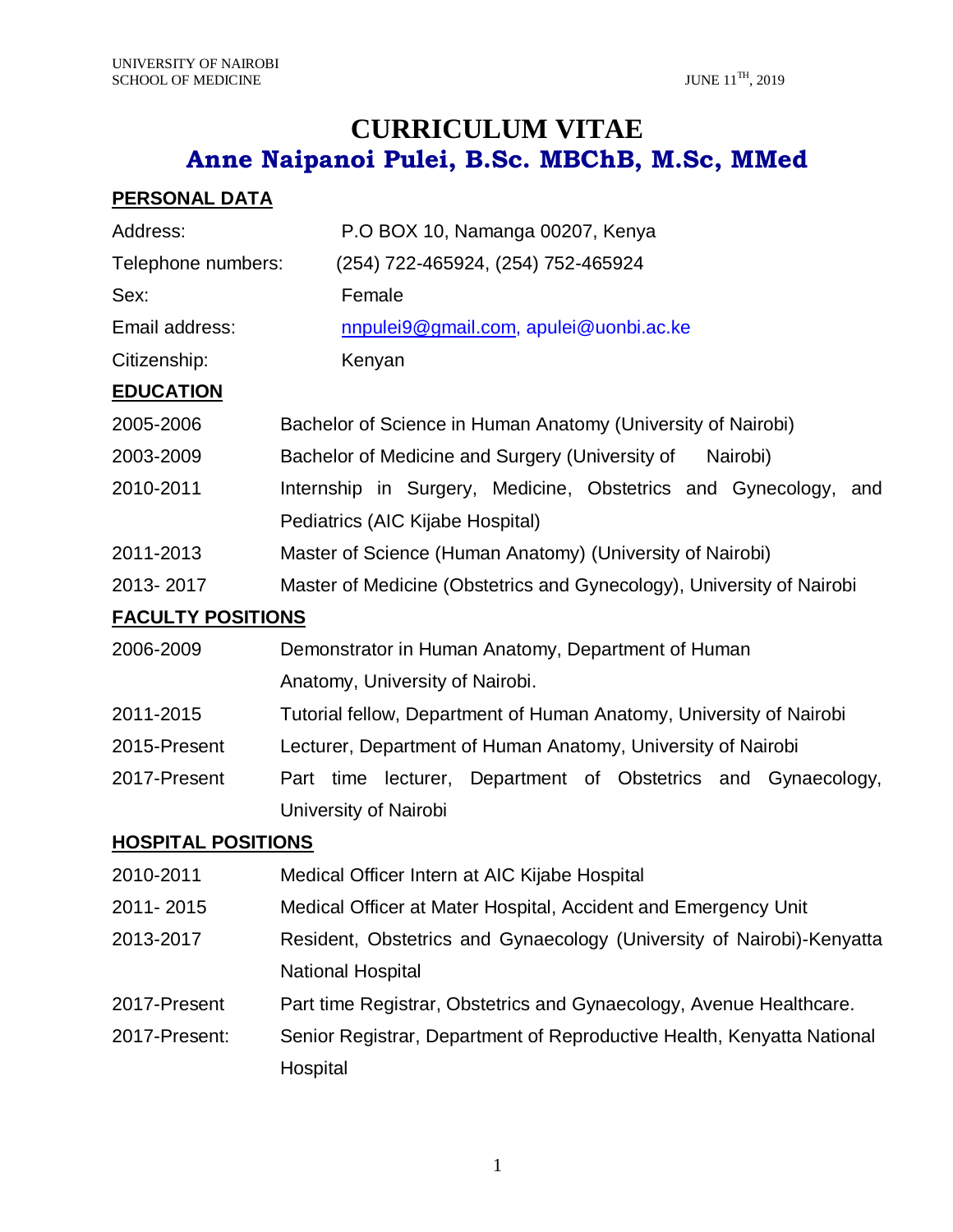UNIVERSITY OF NAIROBI
SCHOOL OF MEDICINE

JUNE 11TH, 2019

# CURRICULUM VITAE
## Anne Naipanoi Pulei, B.Sc. MBChB, M.Sc, MMed

### PERSONAL DATA

| | |
|---|---|
| Address: | P.O BOX 10, Namanga 00207, Kenya |
| Telephone numbers: | (254) 722-465924, (254) 752-465924 |
| Sex: | Female |
| Email address: | nnpulei9@gmail.com, apulei@uonbi.ac.ke |
| Citizenship: | Kenyan |

### EDUCATION

| | |
|---|---|
| 2005-2006 | Bachelor of Science in Human Anatomy (University of Nairobi) |
| 2003-2009 | Bachelor of Medicine and Surgery (University of Nairobi) |
| 2010-2011 | Internship in Surgery, Medicine, Obstetrics and Gynecology, and Pediatrics (AIC Kijabe Hospital) |
| 2011-2013 | Master of Science (Human Anatomy) (University of Nairobi) |
| 2013- 2017 | Master of Medicine (Obstetrics and Gynecology), University of Nairobi |

### FACULTY POSITIONS

| | |
|---|---|
| 2006-2009 | Demonstrator in Human Anatomy, Department of Human Anatomy, University of Nairobi. |
| 2011-2015 | Tutorial fellow, Department of Human Anatomy, University of Nairobi |
| 2015-Present | Lecturer, Department of Human Anatomy, University of Nairobi |
| 2017-Present | Part time lecturer, Department of Obstetrics and Gynaecology, University of Nairobi |

### HOSPITAL POSITIONS

| | |
|---|---|
| 2010-2011 | Medical Officer Intern at AIC Kijabe Hospital |
| 2011- 2015 | Medical Officer at Mater Hospital, Accident and Emergency Unit |
| 2013-2017 | Resident, Obstetrics and Gynaecology (University of Nairobi)-Kenyatta National Hospital |
| 2017-Present | Part time Registrar, Obstetrics and Gynaecology, Avenue Healthcare. |
| 2017-Present: | Senior Registrar, Department of Reproductive Health, Kenyatta National Hospital |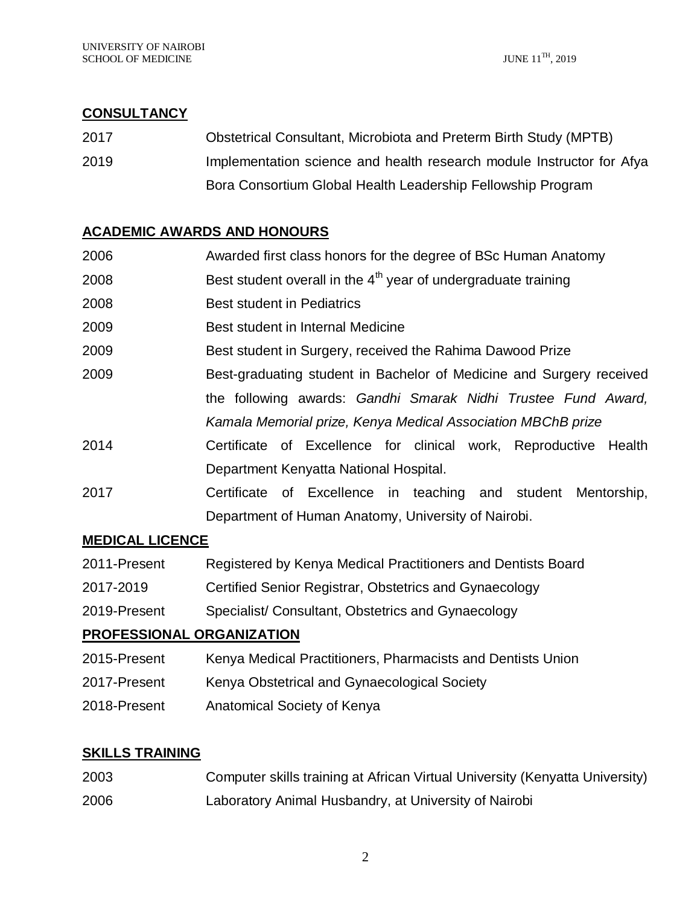## CONSULTANCY

| | |
|---|---|
| 2017 | Obstetrical Consultant, Microbiota and Preterm Birth Study (MPTB) |
| 2019 | Implementation science and health research module Instructor for Afya Bora Consortium Global Health Leadership Fellowship Program |

## ACADEMIC AWARDS AND HONOURS

| | |
|---|---|
| 2006 | Awarded first class honors for the degree of BSc Human Anatomy |
| 2008 | Best student overall in the 4th year of undergraduate training |
| 2008 | Best student in Pediatrics |
| 2009 | Best student in Internal Medicine |
| 2009 | Best student in Surgery, received the Rahima Dawood Prize |
| 2009 | Best-graduating student in Bachelor of Medicine and Surgery received the following awards: *Gandhi Smarak Nidhi Trustee Fund Award, Kamala Memorial prize, Kenya Medical Association MBChB prize* |
| 2014 | Certificate of Excellence for clinical work, Reproductive Health Department Kenyatta National Hospital. |
| 2017 | Certificate of Excellence in teaching and student Mentorship, Department of Human Anatomy, University of Nairobi. |

## MEDICAL LICENCE

| | |
|---|---|
| 2011-Present | Registered by Kenya Medical Practitioners and Dentists Board |
| 2017-2019 | Certified Senior Registrar, Obstetrics and Gynaecology |
| 2019-Present | Specialist/ Consultant, Obstetrics and Gynaecology |

## PROFESSIONAL ORGANIZATION

| | |
|---|---|
| 2015-Present | Kenya Medical Practitioners, Pharmacists and Dentists Union |
| 2017-Present | Kenya Obstetrical and Gynaecological Society |
| 2018-Present | Anatomical Society of Kenya |

## SKILLS TRAINING

| | |
|---|---|
| 2003 | Computer skills training at African Virtual University (Kenyatta University) |
| 2006 | Laboratory Animal Husbandry, at University of Nairobi |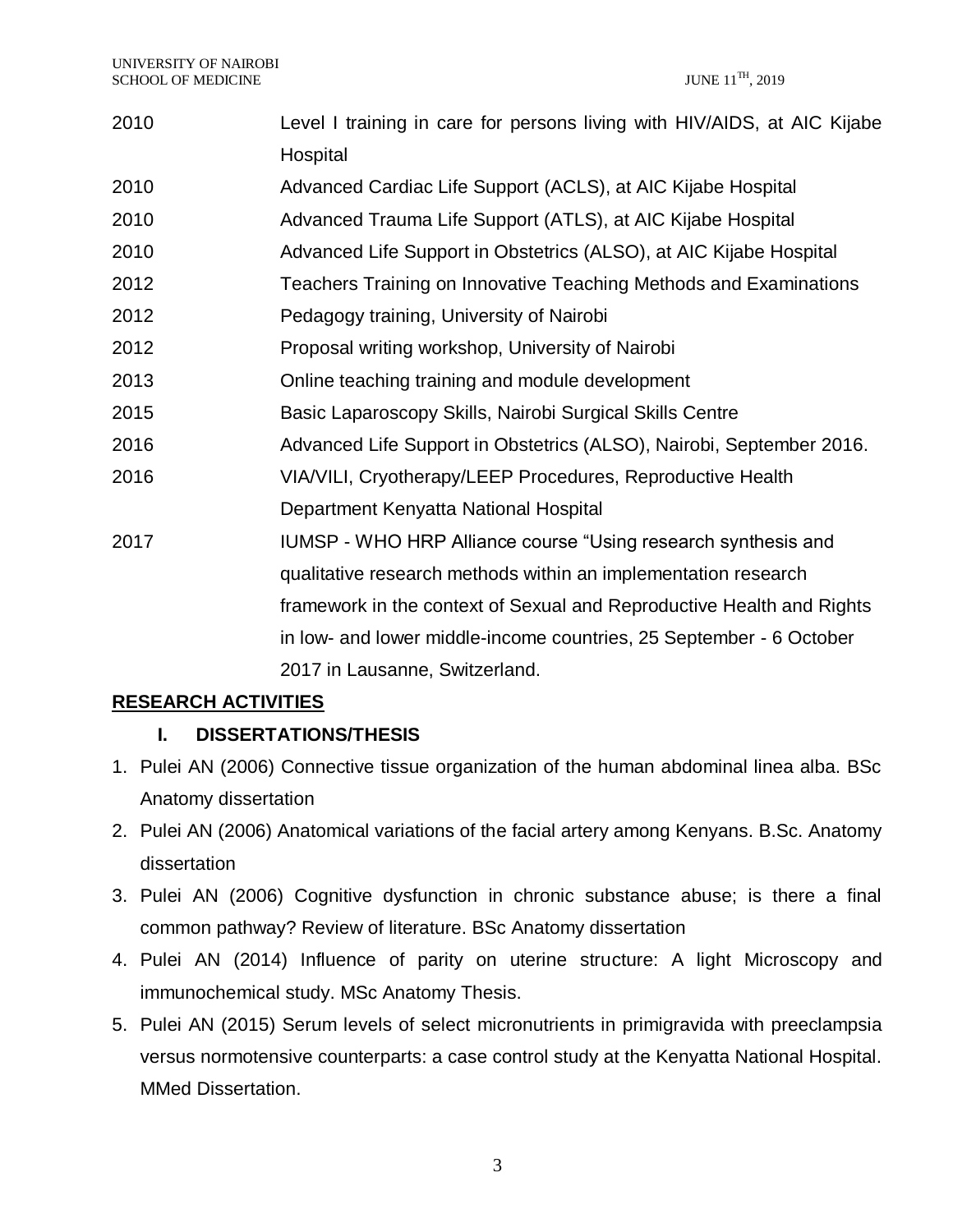| | |
|---|---|
| 2010 | Level I training in care for persons living with HIV/AIDS, at AIC Kijabe Hospital |
| 2010 | Advanced Cardiac Life Support (ACLS), at AIC Kijabe Hospital |
| 2010 | Advanced Trauma Life Support (ATLS), at AIC Kijabe Hospital |
| 2010 | Advanced Life Support in Obstetrics (ALSO), at AIC Kijabe Hospital |
| 2012 | Teachers Training on Innovative Teaching Methods and Examinations |
| 2012 | Pedagogy training, University of Nairobi |
| 2012 | Proposal writing workshop, University of Nairobi |
| 2013 | Online teaching training and module development |
| 2015 | Basic Laparoscopy Skills, Nairobi Surgical Skills Centre |
| 2016 | Advanced Life Support in Obstetrics (ALSO), Nairobi, September 2016. |
| 2016 | VIA/VILI, Cryotherapy/LEEP Procedures, Reproductive Health Department Kenyatta National Hospital |
| 2017 | IUMSP - WHO HRP Alliance course "Using research synthesis and qualitative research methods within an implementation research framework in the context of Sexual and Reproductive Health and Rights in low- and lower middle-income countries, 25 September - 6 October 2017 in Lausanne, Switzerland. |

## RESEARCH ACTIVITIES

### I. DISSERTATIONS/THESIS

1. Pulei AN (2006) Connective tissue organization of the human abdominal linea alba. BSc Anatomy dissertation
2. Pulei AN (2006) Anatomical variations of the facial artery among Kenyans. B.Sc. Anatomy dissertation
3. Pulei AN (2006) Cognitive dysfunction in chronic substance abuse; is there a final common pathway? Review of literature. BSc Anatomy dissertation
4. Pulei AN (2014) Influence of parity on uterine structure: A light Microscopy and immunochemical study. MSc Anatomy Thesis.
5. Pulei AN (2015) Serum levels of select micronutrients in primigravida with preeclampsia versus normotensive counterparts: a case control study at the Kenyatta National Hospital. MMed Dissertation.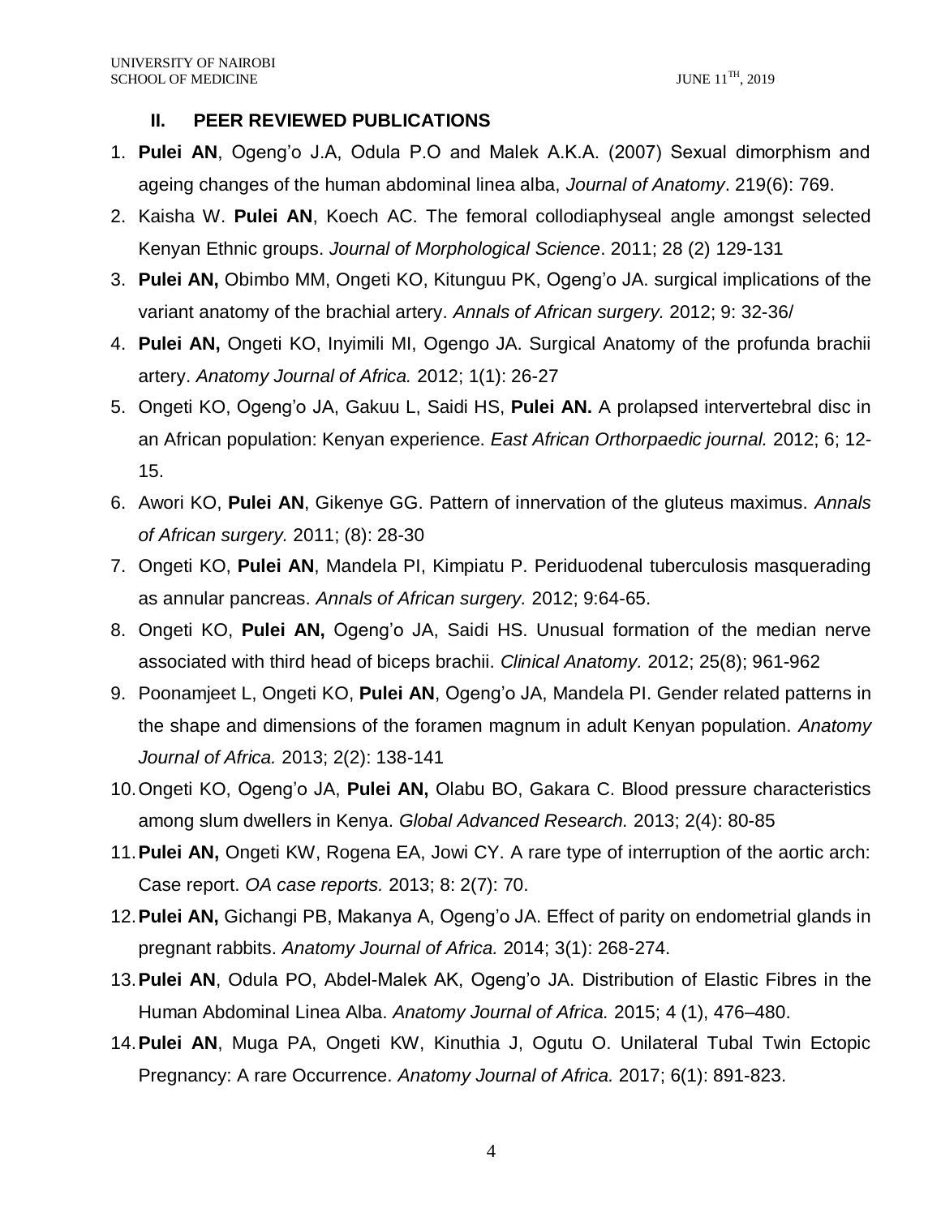## II. PEER REVIEWED PUBLICATIONS

1. **Pulei AN**, Ogeng'o J.A, Odula P.O and Malek A.K.A. (2007) Sexual dimorphism and ageing changes of the human abdominal linea alba, *Journal of Anatomy*. 219(6): 769.
2. Kaisha W. **Pulei AN**, Koech AC. The femoral collodiaphyseal angle amongst selected Kenyan Ethnic groups. *Journal of Morphological Science*. 2011; 28 (2) 129-131
3. **Pulei AN,** Obimbo MM, Ongeti KO, Kitunguu PK, Ogeng'o JA. surgical implications of the variant anatomy of the brachial artery. *Annals of African surgery.* 2012; 9: 32-36/
4. **Pulei AN,** Ongeti KO, Inyimili MI, Ogengo JA. Surgical Anatomy of the profunda brachii artery. *Anatomy Journal of Africa.* 2012; 1(1): 26-27
5. Ongeti KO, Ogeng'o JA, Gakuu L, Saidi HS, **Pulei AN.** A prolapsed intervertebral disc in an African population: Kenyan experience. *East African Orthorpaedic journal.* 2012; 6; 12-15.
6. Awori KO, **Pulei AN**, Gikenye GG. Pattern of innervation of the gluteus maximus. *Annals of African surgery.* 2011; (8): 28-30
7. Ongeti KO, **Pulei AN**, Mandela PI, Kimpiatu P. Periduodenal tuberculosis masquerading as annular pancreas. *Annals of African surgery.* 2012; 9:64-65.
8. Ongeti KO, **Pulei AN,** Ogeng'o JA, Saidi HS. Unusual formation of the median nerve associated with third head of biceps brachii. *Clinical Anatomy.* 2012; 25(8); 961-962
9. Poonamjeet L, Ongeti KO, **Pulei AN**, Ogeng'o JA, Mandela PI. Gender related patterns in the shape and dimensions of the foramen magnum in adult Kenyan population. *Anatomy Journal of Africa.* 2013; 2(2): 138-141
10. Ongeti KO, Ogeng'o JA, **Pulei AN,** Olabu BO, Gakara C. Blood pressure characteristics among slum dwellers in Kenya. *Global Advanced Research.* 2013; 2(4): 80-85
11. **Pulei AN,** Ongeti KW, Rogena EA, Jowi CY. A rare type of interruption of the aortic arch: Case report. *OA case reports.* 2013; 8: 2(7): 70.
12. **Pulei AN,** Gichangi PB, Makanya A, Ogeng'o JA. Effect of parity on endometrial glands in pregnant rabbits. *Anatomy Journal of Africa.* 2014; 3(1): 268-274.
13. **Pulei AN**, Odula PO, Abdel-Malek AK, Ogeng'o JA. Distribution of Elastic Fibres in the Human Abdominal Linea Alba. *Anatomy Journal of Africa.* 2015; 4 (1), 476–480.
14. **Pulei AN**, Muga PA, Ongeti KW, Kinuthia J, Ogutu O. Unilateral Tubal Twin Ectopic Pregnancy: A rare Occurrence. *Anatomy Journal of Africa.* 2017; 6(1): 891-823.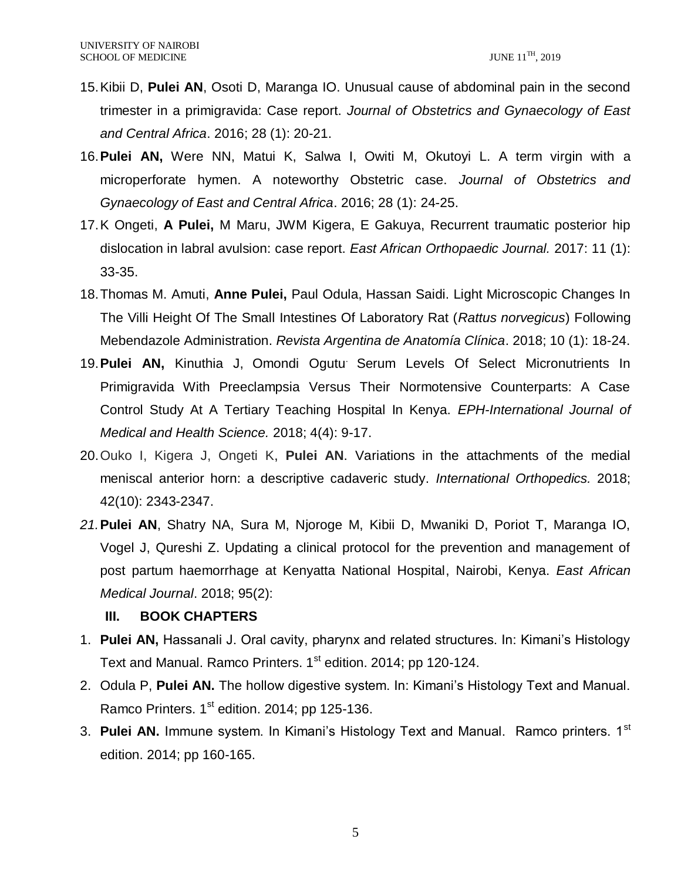15. Kibii D, **Pulei AN**, Osoti D, Maranga IO. Unusual cause of abdominal pain in the second trimester in a primigravida: Case report. *Journal of Obstetrics and Gynaecology of East and Central Africa*. 2016; 28 (1): 20-21.
16. **Pulei AN,** Were NN, Matui K, Salwa I, Owiti M, Okutoyi L. A term virgin with a microperforate hymen. A noteworthy Obstetric case. *Journal of Obstetrics and Gynaecology of East and Central Africa*. 2016; 28 (1): 24-25.
17. K Ongeti, **A Pulei,** M Maru, JWM Kigera, E Gakuya, Recurrent traumatic posterior hip dislocation in labral avulsion: case report. *East African Orthopaedic Journal.* 2017: 11 (1): 33-35.
18. Thomas M. Amuti, **Anne Pulei,** Paul Odula, Hassan Saidi. Light Microscopic Changes In The Villi Height Of The Small Intestines Of Laboratory Rat (*Rattus norvegicus*) Following Mebendazole Administration. *Revista Argentina de Anatomía Clínica*. 2018; 10 (1): 18-24.
19. **Pulei AN,** Kinuthia J, Omondi Ogutu. Serum Levels Of Select Micronutrients In Primigravida With Preeclampsia Versus Their Normotensive Counterparts: A Case Control Study At A Tertiary Teaching Hospital In Kenya. *EPH-International Journal of Medical and Health Science.* 2018; 4(4): 9-17.
20. Ouko I, Kigera J, Ongeti K, **Pulei AN**. Variations in the attachments of the medial meniscal anterior horn: a descriptive cadaveric study. *International Orthopedics.* 2018; 42(10): 2343-2347.
21. **Pulei AN**, Shatry NA, Sura M, Njoroge M, Kibii D, Mwaniki D, Poriot T, Maranga IO, Vogel J, Qureshi Z. Updating a clinical protocol for the prevention and management of post partum haemorrhage at Kenyatta National Hospital, Nairobi, Kenya. *East African Medical Journal*. 2018; 95(2):

### III. BOOK CHAPTERS

1. **Pulei AN,** Hassanali J. Oral cavity, pharynx and related structures. In: Kimani's Histology Text and Manual. Ramco Printers. 1st edition. 2014; pp 120-124.
2. Odula P, **Pulei AN.** The hollow digestive system. In: Kimani's Histology Text and Manual. Ramco Printers. 1st edition. 2014; pp 125-136.
3. **Pulei AN.** Immune system. In Kimani's Histology Text and Manual. Ramco printers. 1st edition. 2014; pp 160-165.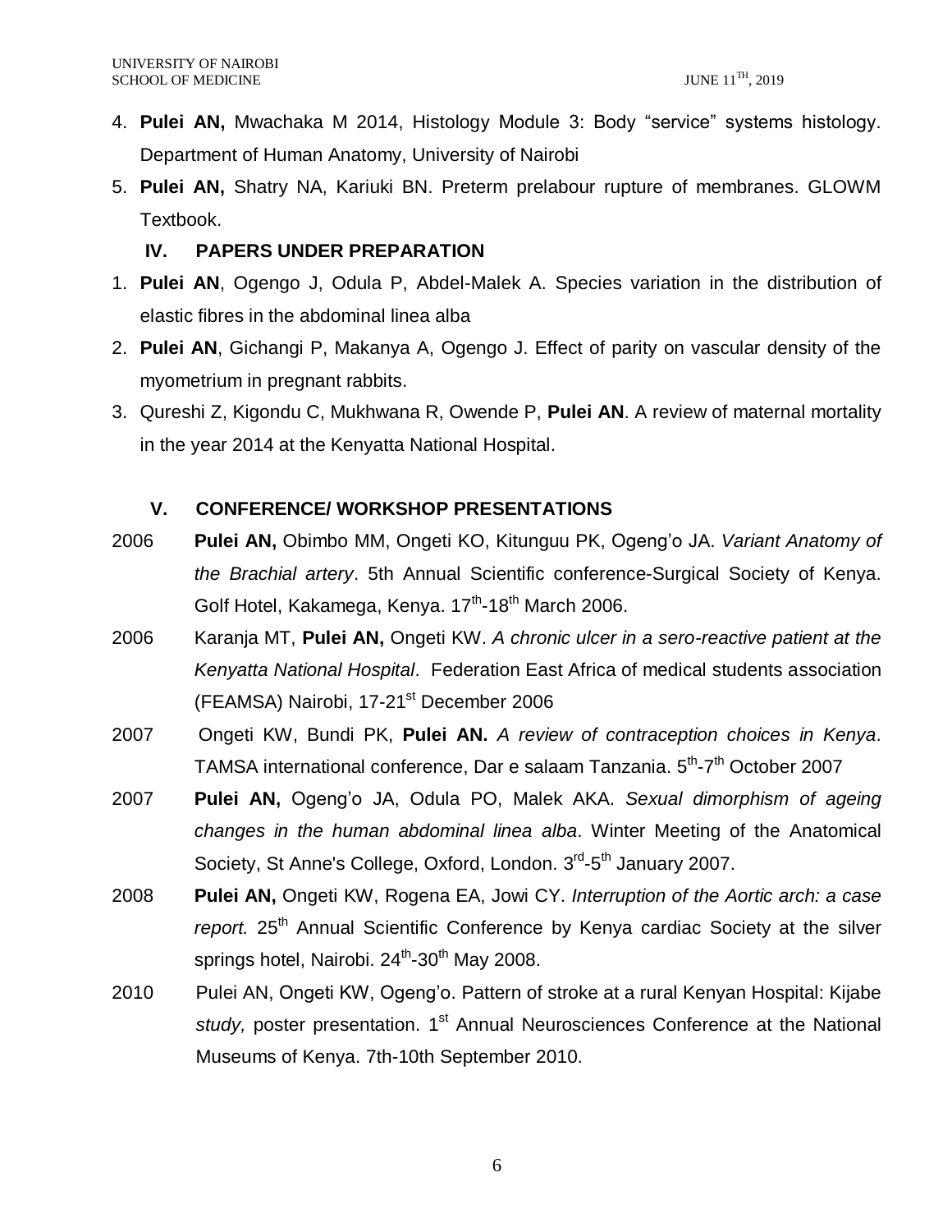4. **Pulei AN,** Mwachaka M 2014, Histology Module 3: Body "service" systems histology. Department of Human Anatomy, University of Nairobi
5. **Pulei AN,** Shatry NA, Kariuki BN. Preterm prelabour rupture of membranes. GLOWM Textbook.

## IV. PAPERS UNDER PREPARATION

1. **Pulei AN**, Ogengo J, Odula P, Abdel-Malek A. Species variation in the distribution of elastic fibres in the abdominal linea alba
2. **Pulei AN**, Gichangi P, Makanya A, Ogengo J. Effect of parity on vascular density of the myometrium in pregnant rabbits.
3. Qureshi Z, Kigondu C, Mukhwana R, Owende P, **Pulei AN**. A review of maternal mortality in the year 2014 at the Kenyatta National Hospital.

## V. CONFERENCE/ WORKSHOP PRESENTATIONS

2006 **Pulei AN,** Obimbo MM, Ongeti KO, Kitunguu PK, Ogeng'o JA. *Variant Anatomy of the Brachial artery*. 5th Annual Scientific conference-Surgical Society of Kenya. Golf Hotel, Kakamega, Kenya. 17th-18th March 2006.

2006 Karanja MT, **Pulei AN,** Ongeti KW. *A chronic ulcer in a sero-reactive patient at the Kenyatta National Hospital*. Federation East Africa of medical students association (FEAMSA) Nairobi, 17-21st December 2006

2007 Ongeti KW, Bundi PK, **Pulei AN.** *A review of contraception choices in Kenya*. TAMSA international conference, Dar e salaam Tanzania. 5th-7th October 2007

2007 **Pulei AN,** Ogeng'o JA, Odula PO, Malek AKA. *Sexual dimorphism of ageing changes in the human abdominal linea alba*. Winter Meeting of the Anatomical Society, St Anne's College, Oxford, London. 3rd-5th January 2007.

2008 **Pulei AN,** Ongeti KW, Rogena EA, Jowi CY. *Interruption of the Aortic arch: a case report.* 25th Annual Scientific Conference by Kenya cardiac Society at the silver springs hotel, Nairobi. 24th-30th May 2008.

2010 Pulei AN, Ongeti KW, Ogeng'o. Pattern of stroke at a rural Kenyan Hospital: Kijabe *study,* poster presentation. 1st Annual Neurosciences Conference at the National Museums of Kenya. 7th-10th September 2010.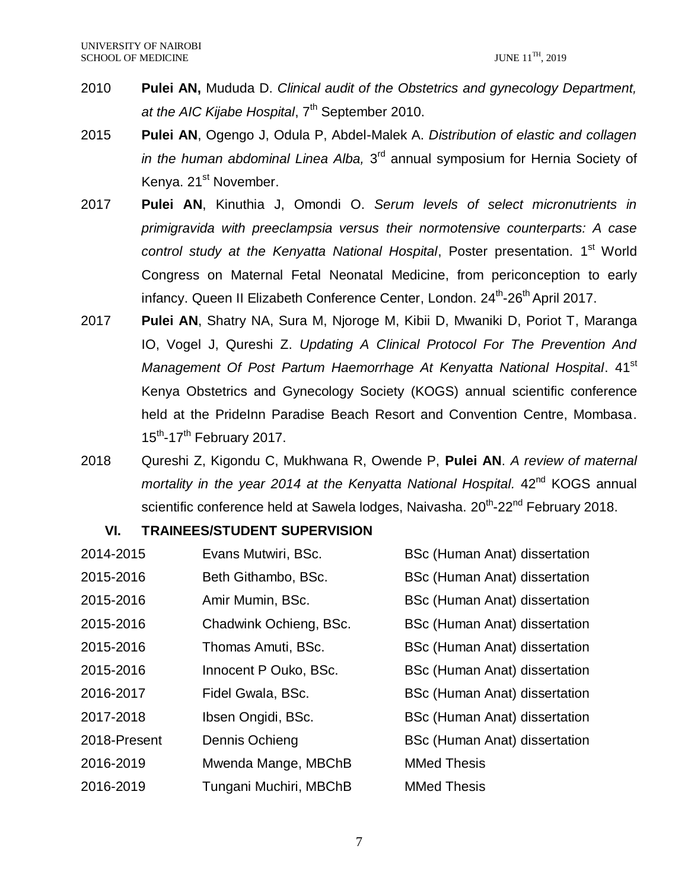2010 **Pulei AN,** Mududa D. *Clinical audit of the Obstetrics and gynecology Department, at the AIC Kijabe Hospital*, 7th September 2010.

2015 **Pulei AN**, Ogengo J, Odula P, Abdel-Malek A. *Distribution of elastic and collagen in the human abdominal Linea Alba,* 3rd annual symposium for Hernia Society of Kenya. 21st November.

2017 **Pulei AN**, Kinuthia J, Omondi O. *Serum levels of select micronutrients in primigravida with preeclampsia versus their normotensive counterparts: A case control study at the Kenyatta National Hospital*, Poster presentation. 1st World Congress on Maternal Fetal Neonatal Medicine, from periconception to early infancy. Queen II Elizabeth Conference Center, London. 24th-26th April 2017.

2017 **Pulei AN**, Shatry NA, Sura M, Njoroge M, Kibii D, Mwaniki D, Poriot T, Maranga IO, Vogel J, Qureshi Z. *Updating A Clinical Protocol For The Prevention And Management Of Post Partum Haemorrhage At Kenyatta National Hospital*. 41st Kenya Obstetrics and Gynecology Society (KOGS) annual scientific conference held at the PrideInn Paradise Beach Resort and Convention Centre, Mombasa. 15th-17th February 2017.

2018 Qureshi Z, Kigondu C, Mukhwana R, Owende P, **Pulei AN**. *A review of maternal mortality in the year 2014 at the Kenyatta National Hospital.* 42nd KOGS annual scientific conference held at Sawela lodges, Naivasha. 20th-22nd February 2018.

## VI. TRAINEES/STUDENT SUPERVISION

| | | |
|---|---|---|
| 2014-2015 | Evans Mutwiri, BSc. | BSc (Human Anat) dissertation |
| 2015-2016 | Beth Githambo, BSc. | BSc (Human Anat) dissertation |
| 2015-2016 | Amir Mumin, BSc. | BSc (Human Anat) dissertation |
| 2015-2016 | Chadwink Ochieng, BSc. | BSc (Human Anat) dissertation |
| 2015-2016 | Thomas Amuti, BSc. | BSc (Human Anat) dissertation |
| 2015-2016 | Innocent P Ouko, BSc. | BSc (Human Anat) dissertation |
| 2016-2017 | Fidel Gwala, BSc. | BSc (Human Anat) dissertation |
| 2017-2018 | Ibsen Ongidi, BSc. | BSc (Human Anat) dissertation |
| 2018-Present | Dennis Ochieng | BSc (Human Anat) dissertation |
| 2016-2019 | Mwenda Mange, MBChB | MMed Thesis |
| 2016-2019 | Tungani Muchiri, MBChB | MMed Thesis |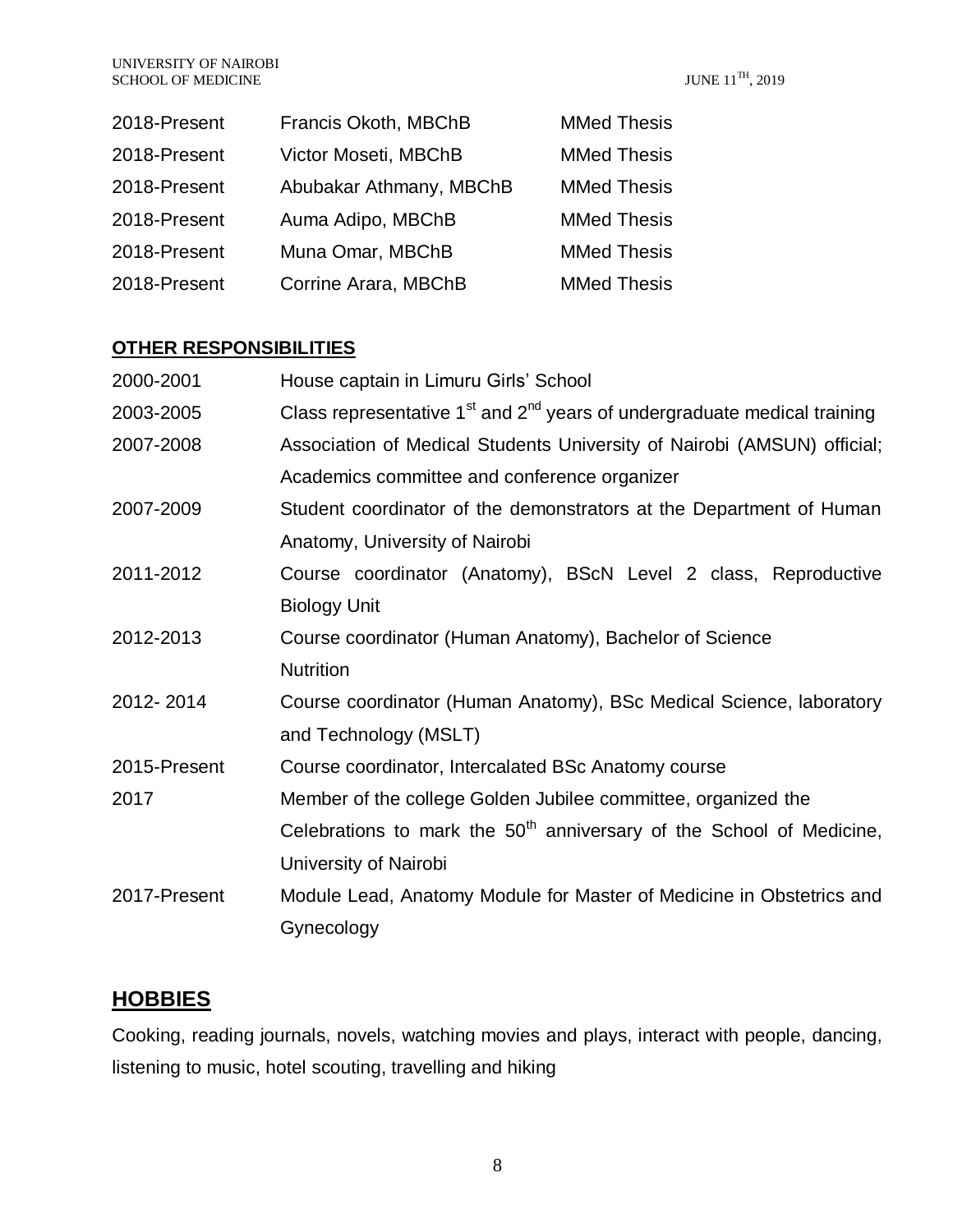| | | |
|---|---|---|
| 2018-Present | Francis Okoth, MBChB | MMed Thesis |
| 2018-Present | Victor Moseti, MBChB | MMed Thesis |
| 2018-Present | Abubakar Athmany, MBChB | MMed Thesis |
| 2018-Present | Auma Adipo, MBChB | MMed Thesis |
| 2018-Present | Muna Omar, MBChB | MMed Thesis |
| 2018-Present | Corrine Arara, MBChB | MMed Thesis |

**OTHER RESPONSIBILITIES**

| | |
|---|---|
| 2000-2001 | House captain in Limuru Girls' School |
| 2003-2005 | Class representative 1st and 2nd years of undergraduate medical training |
| 2007-2008 | Association of Medical Students University of Nairobi (AMSUN) official; Academics committee and conference organizer |
| 2007-2009 | Student coordinator of the demonstrators at the Department of Human Anatomy, University of Nairobi |
| 2011-2012 | Course coordinator (Anatomy), BScN Level 2 class, Reproductive Biology Unit |
| 2012-2013 | Course coordinator (Human Anatomy), Bachelor of Science Nutrition |
| 2012- 2014 | Course coordinator (Human Anatomy), BSc Medical Science, laboratory and Technology (MSLT) |
| 2015-Present | Course coordinator, Intercalated BSc Anatomy course |
| 2017 | Member of the college Golden Jubilee committee, organized the Celebrations to mark the 50th anniversary of the School of Medicine, University of Nairobi |
| 2017-Present | Module Lead, Anatomy Module for Master of Medicine in Obstetrics and Gynecology |

## HOBBIES

Cooking, reading journals, novels, watching movies and plays, interact with people, dancing, listening to music, hotel scouting, travelling and hiking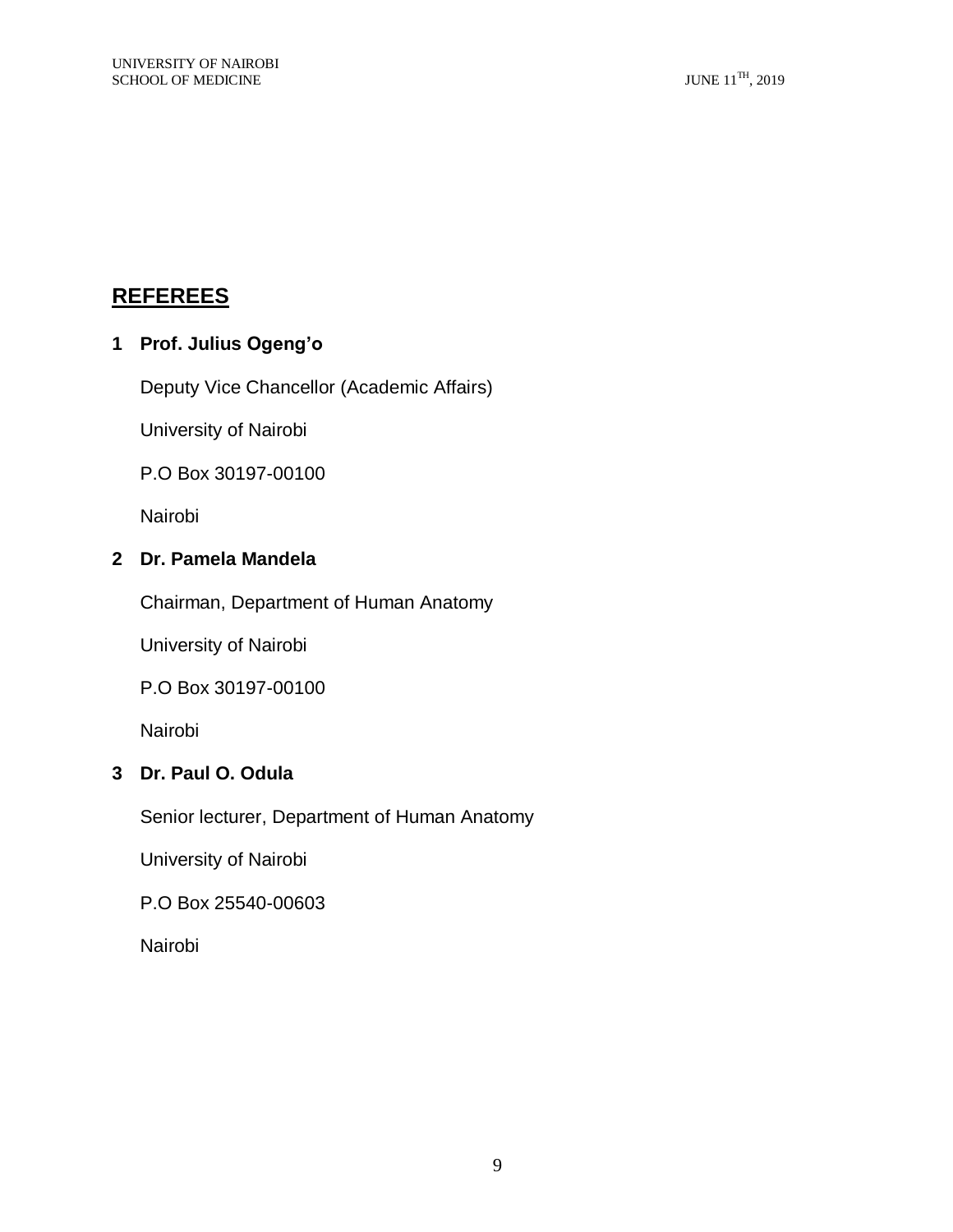## REFEREES

1. **Prof. Julius Ogeng'o**

   Deputy Vice Chancellor (Academic Affairs)

   University of Nairobi

   P.O Box 30197-00100

   Nairobi

2. **Dr. Pamela Mandela**

   Chairman, Department of Human Anatomy

   University of Nairobi

   P.O Box 30197-00100

   Nairobi

3. **Dr. Paul O. Odula**

   Senior lecturer, Department of Human Anatomy

   University of Nairobi

   P.O Box 25540-00603

   Nairobi